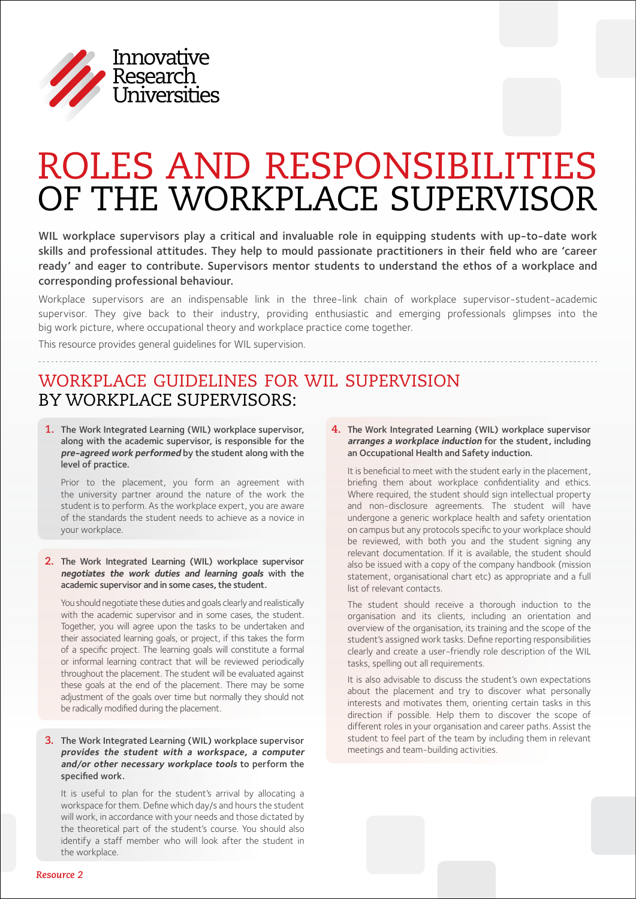Innovative Research Universities

# ROLES AND RESPONSIBILITIES OF THE WORKPLACE SUPERVISOR

**WIL workplace supervisors play a critical and invaluable role in equipping students with up-to-date work skills and professional attitudes. They help to mould passionate practitioners in their field who are 'career ready' and eager to contribute. Supervisors mentor students to understand the ethos of a workplace and corresponding professional behaviour.**

Workplace supervisors are an indispensable link in the three-link chain of workplace supervisor-student-academic supervisor. They give back to their industry, providing enthusiastic and emerging professionals glimpses into the big work picture, where occupational theory and workplace practice come together.

This resource provides general guidelines for WIL supervision.

## WORKPLACE GUIDELINES FOR WIL SUPERVISION BY WORKPLACE SUPERVISORS:

**1. The Work Integrated Learning (WIL) workplace supervisor, along with the academic supervisor, is responsible for the *pre-agreed work performed* by the student along with the level of practice.**

Prior to the placement, you form an agreement with the university partner around the nature of the work the student is to perform. As the workplace expert, you are aware of the standards the student needs to achieve as a novice in your workplace.

**2. The Work Integrated Learning (WIL) workplace supervisor *negotiates the work duties and learning goals* with the academic supervisor and in some cases, the student.**

You should negotiate these duties and goals clearly and realistically with the academic supervisor and in some cases, the student. Together, you will agree upon the tasks to be undertaken and their associated learning goals, or project, if this takes the form of a specific project. The learning goals will constitute a formal or informal learning contract that will be reviewed periodically throughout the placement. The student will be evaluated against these goals at the end of the placement. There may be some adjustment of the goals over time but normally they should not be radically modified during the placement.

**3. The Work Integrated Learning (WIL) workplace supervisor *provides the student with a workspace, a computer and/or other necessary workplace tools* to perform the specified work.**

It is useful to plan for the student's arrival by allocating a workspace for them. Define which day/s and hours the student will work, in accordance with your needs and those dictated by the theoretical part of the student's course. You should also identify a staff member who will look after the student in the workplace.

**4. The Work Integrated Learning (WIL) workplace supervisor *arranges a workplace induction* for the student, including an Occupational Health and Safety induction.**

It is beneficial to meet with the student early in the placement, briefing them about workplace confidentiality and ethics. Where required, the student should sign intellectual property and non-disclosure agreements. The student will have undergone a generic workplace health and safety orientation on campus but any protocols specific to your workplace should be reviewed, with both you and the student signing any relevant documentation. If it is available, the student should also be issued with a copy of the company handbook (mission statement, organisational chart etc) as appropriate and a full list of relevant contacts.

The student should receive a thorough induction to the organisation and its clients, including an orientation and overview of the organisation, its training and the scope of the student's assigned work tasks. Define reporting responsibilities clearly and create a user-friendly role description of the WIL tasks, spelling out all requirements.

It is also advisable to discuss the student's own expectations about the placement and try to discover what personally interests and motivates them, orienting certain tasks in this direction if possible. Help them to discover the scope of different roles in your organisation and career paths. Assist the student to feel part of the team by including them in relevant meetings and team-building activities.

*Resource 2*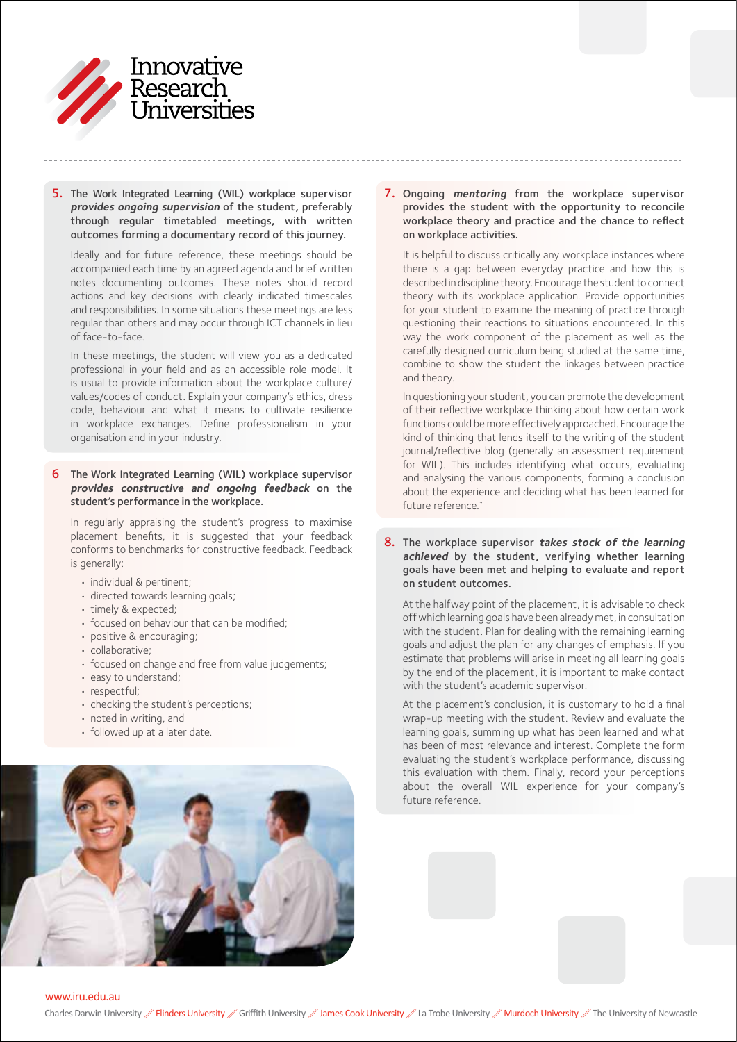Innovative Research Universities

**5. The Work Integrated Learning (WIL) workplace supervisor *provides ongoing supervision* of the student, preferably through regular timetabled meetings, with written outcomes forming a documentary record of this journey.**

Ideally and for future reference, these meetings should be accompanied each time by an agreed agenda and brief written notes documenting outcomes. These notes should record actions and key decisions with clearly indicated timescales and responsibilities. In some situations these meetings are less regular than others and may occur through ICT channels in lieu of face-to-face.

In these meetings, the student will view you as a dedicated professional in your field and as an accessible role model. It is usual to provide information about the workplace culture/ values/codes of conduct. Explain your company's ethics, dress code, behaviour and what it means to cultivate resilience in workplace exchanges. Define professionalism in your organisation and in your industry.

**6 The Work Integrated Learning (WIL) workplace supervisor *provides constructive and ongoing feedback* on the student's performance in the workplace.**

In regularly appraising the student's progress to maximise placement benefits, it is suggested that your feedback conforms to benchmarks for constructive feedback. Feedback is generally:

- individual & pertinent;
- directed towards learning goals;
- timely & expected;
- focused on behaviour that can be modified;
- positive & encouraging;
- collaborative;
- focused on change and free from value judgements;
- easy to understand;
- respectful;
- checking the student's perceptions;
- noted in writing, and
- followed up at a later date.

**7. Ongoing *mentoring* from the workplace supervisor provides the student with the opportunity to reconcile workplace theory and practice and the chance to reflect on workplace activities.**

It is helpful to discuss critically any workplace instances where there is a gap between everyday practice and how this is described in discipline theory. Encourage the student to connect theory with its workplace application. Provide opportunities for your student to examine the meaning of practice through questioning their reactions to situations encountered. In this way the work component of the placement as well as the carefully designed curriculum being studied at the same time, combine to show the student the linkages between practice and theory.

In questioning your student, you can promote the development of their reflective workplace thinking about how certain work functions could be more effectively approached. Encourage the kind of thinking that lends itself to the writing of the student journal/reflective blog (generally an assessment requirement for WIL). This includes identifying what occurs, evaluating and analysing the various components, forming a conclusion about the experience and deciding what has been learned for future reference.`

**8. The workplace supervisor *takes stock of the learning achieved* by the student, verifying whether learning goals have been met and helping to evaluate and report on student outcomes.**

At the halfway point of the placement, it is advisable to check off which learning goals have been already met, in consultation with the student. Plan for dealing with the remaining learning goals and adjust the plan for any changes of emphasis. If you estimate that problems will arise in meeting all learning goals by the end of the placement, it is important to make contact with the student's academic supervisor.

At the placement's conclusion, it is customary to hold a final wrap-up meeting with the student. Review and evaluate the learning goals, summing up what has been learned and what has been of most relevance and interest. Complete the form evaluating the student's workplace performance, discussing this evaluation with them. Finally, record your perceptions about the overall WIL experience for your company's future reference.

www.iru.edu.au

Charles Darwin University / Flinders University / Griffith University / James Cook University / La Trobe University / Murdoch University / The University of Newcastle